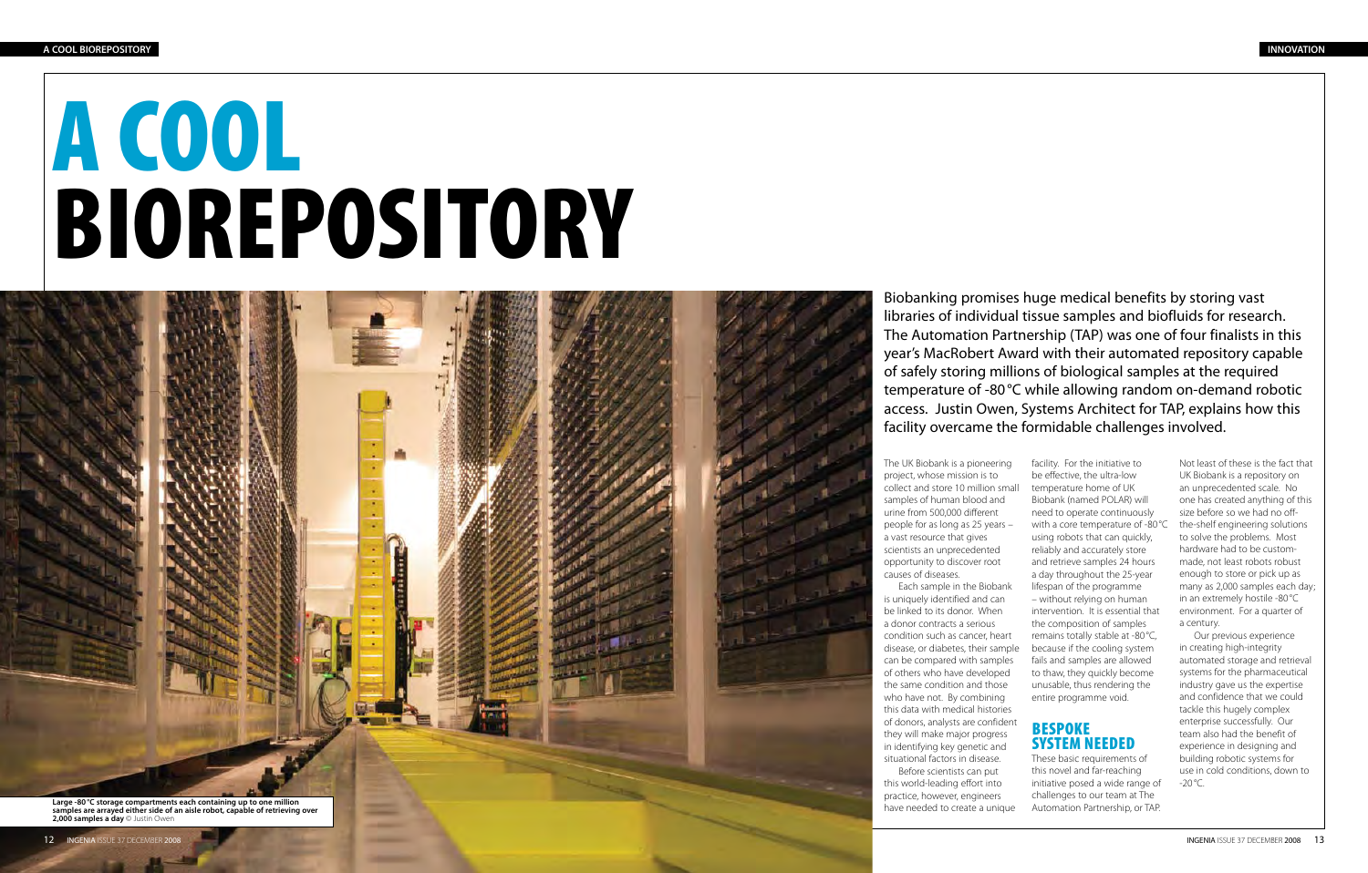# A COOL BIOREPOSITORY

Large -80 °C storage compartments each containing up to one million samples are arrayed either side of an aisle robot, capable of retrieving over 2,000 samples a day © Justin Owen

Biobanking promises huge medical benefits by storing vast libraries of individual tissue samples and biofluids for research. The Automation Partnership (TAP) was one of four finalists in this year's MacRobert Award with their automated repository capable of safely storing millions of biological samples at the required temperature of -80 °C while allowing random on-demand robotic access. Justin Owen, Systems Architect for TAP, explains how this facility overcame the formidable challenges involved.

The UK Biobank is a pioneering project, whose mission is to collect and store 10 million small samples of human blood and urine from 500,000 different people for as long as 25 years – a vast resource that gives scientists an unprecedented opportunity to discover root causes of diseases.

Each sample in the Biobank is uniquely identified and can be linked to its donor. When a donor contracts a serious condition such as cancer, heart disease, or diabetes, their sample can be compared with samples of others who have developed the same condition and those who have not. By combining this data with medical histories of donors, analysts are confident they will make major progress in identifying key genetic and situational factors in disease.

Before scientists can put this world-leading effort into practice, however, engineers have needed to create a unique facility. For the initiative to be effective, the ultra-low temperature home of UK Biobank (named POLAR) will need to operate continuously with a core temperature of -80 °C using robots that can quickly, reliably and accurately store and retrieve samples 24 hours a day throughout the 25-year lifespan of the programme – without relying on human intervention. It is essential that the composition of samples remains totally stable at -80 °C, because if the cooling system fails and samples are allowed to thaw, they quickly become unusable, thus rendering the entire programme void.

## BESPOKE SYSTEM NEEDED

These basic requirements of this novel and far-reaching initiative posed a wide range of challenges to our team at The Automation Partnership, or TAP.

Not least of these is the fact that UK Biobank is a repository on an unprecedented scale. No one has created anything of this size before so we had no off-the-shelf engineering solutions to solve the problems. Most hardware had to be custom-made, not least robots robust enough to store or pick up as many as 2,000 samples each day; in an extremely hostile -80 °C environment. For a quarter of a century.

Our previous experience in creating high-integrity automated storage and retrieval systems for the pharmaceutical industry gave us the expertise and confidence that we could tackle this hugely complex enterprise successfully. Our team also had the benefit of experience in designing and building robotic systems for use in cold conditions, down to -20 °C.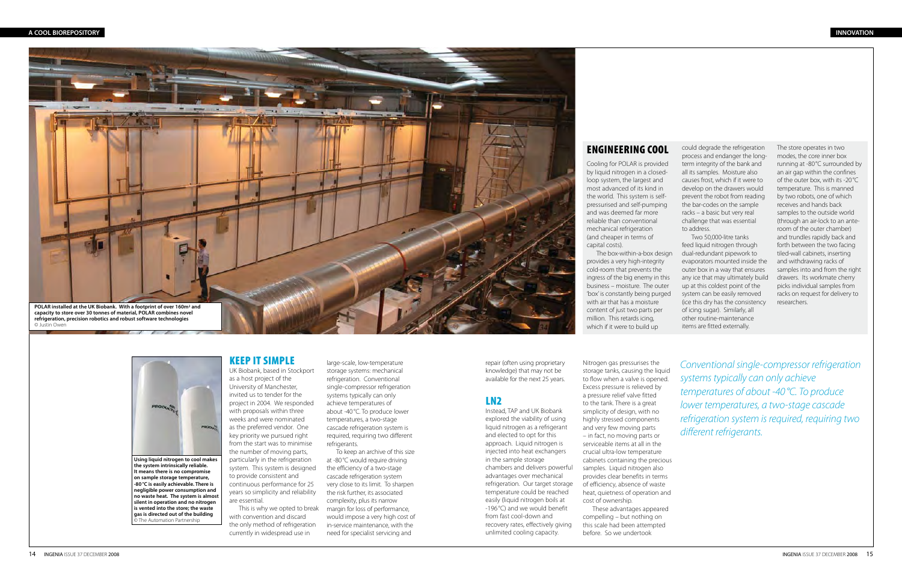POLAR installed at the UK Biobank. With a footprint of over 160m² and capacity to store over 30 tonnes of material, POLAR combines novel refrigeration, precision robotics and robust software technologies
© Justin Owen

## ENGINEERING COOL

Cooling for POLAR is provided by liquid nitrogen in a closed-loop system, the largest and most advanced of its kind in the world. This system is self-pressurised and self-pumping and was deemed far more reliable than conventional mechanical refrigeration (and cheaper in terms of capital costs).

The box-within-a-box design provides a very high-integrity cold-room that prevents the ingress of the big enemy in this business – moisture. The outer 'box' is constantly being purged with air that has a moisture content of just two parts per million. This retards icing, which if it were to build up could degrade the refrigeration process and endanger the long-term integrity of the bank and all its samples. Moisture also causes frost, which if it were to develop on the drawers would prevent the robot from reading the bar-codes on the sample racks – a basic but very real challenge that was essential to address.

Two 50,000-litre tanks feed liquid nitrogen through dual-redundant pipework to evaporators mounted inside the outer box in a way that ensures any ice that may ultimately build up at this coldest point of the system can be easily removed (ice this dry has the consistency of icing sugar). Similarly, all other routine-maintenance items are fitted externally.

The store operates in two modes, the core inner box running at -80 °C surrounded by an air gap within the confines of the outer box, with its -20 °C temperature. This is manned by two robots, one of which receives and hands back samples to the outside world (through an air-lock to an ante-room of the outer chamber) and trundles rapidly back and forth between the two facing tiled-wall cabinets, inserting and withdrawing racks of samples into and from the right drawers. Its workmate cherry picks individual samples from racks on request for delivery to researchers.

Using liquid nitrogen to cool makes the system intrinsically reliable. It means there is no compromise on sample storage temperature, -80 °C is easily achievable. There is negligible power consumption and no waste heat. The system is almost silent in operation and no nitrogen is vented into the store; the waste gas is directed out of the building
© The Automation Partnership

## KEEP IT SIMPLE

UK Biobank, based in Stockport as a host project of the University of Manchester, invited us to tender for the project in 2004. We responded with proposals within three weeks and were nominated as the preferred vendor. One key priority we pursued right from the start was to minimise the number of moving parts, particularly in the refrigeration system. This system is designed to provide consistent and continuous performance for 25 years so simplicity and reliability are essential.

This is why we opted to break with convention and discard the only method of refrigeration currently in widespread use in large-scale, low-temperature storage systems: mechanical refrigeration. Conventional single-compressor refrigeration systems typically can only achieve temperatures of about -40 °C. To produce lower temperatures, a two-stage cascade refrigeration system is required, requiring two different refrigerants.

To keep an archive of this size at -80 °C would require driving the efficiency of a two-stage cascade refrigeration system very close to its limit. To sharpen the risk further, its associated complexity, plus its narrow margin for loss of performance, would impose a very high cost of in-service maintenance, with the need for specialist servicing and repair (often using proprietary knowledge) that may not be available for the next 25 years.

## LN2

Instead, TAP and UK Biobank explored the viability of using liquid nitrogen as a refrigerant and elected to opt for this approach. Liquid nitrogen is injected into heat exchangers in the sample storage chambers and delivers powerful advantages over mechanical refrigeration. Our target storage temperature could be reached easily (liquid nitrogen boils at -196 °C) and we would benefit from fast cool-down and recovery rates, effectively giving unlimited cooling capacity.

Nitrogen gas pressurises the storage tanks, causing the liquid to flow when a valve is opened. Excess pressure is relieved by a pressure relief valve fitted to the tank. There is a great simplicity of design, with no highly stressed components and very few moving parts – in fact, no moving parts or serviceable items at all in the crucial ultra-low temperature cabinets containing the precious samples. Liquid nitrogen also provides clear benefits in terms of efficiency, absence of waste heat, quietness of operation and cost of ownership.

These advantages appeared compelling – but nothing on this scale had been attempted before. So we undertook

*Conventional single-compressor refrigeration systems typically can only achieve temperatures of about -40 °C. To produce lower temperatures, a two-stage cascade refrigeration system is required, requiring two different refrigerants.*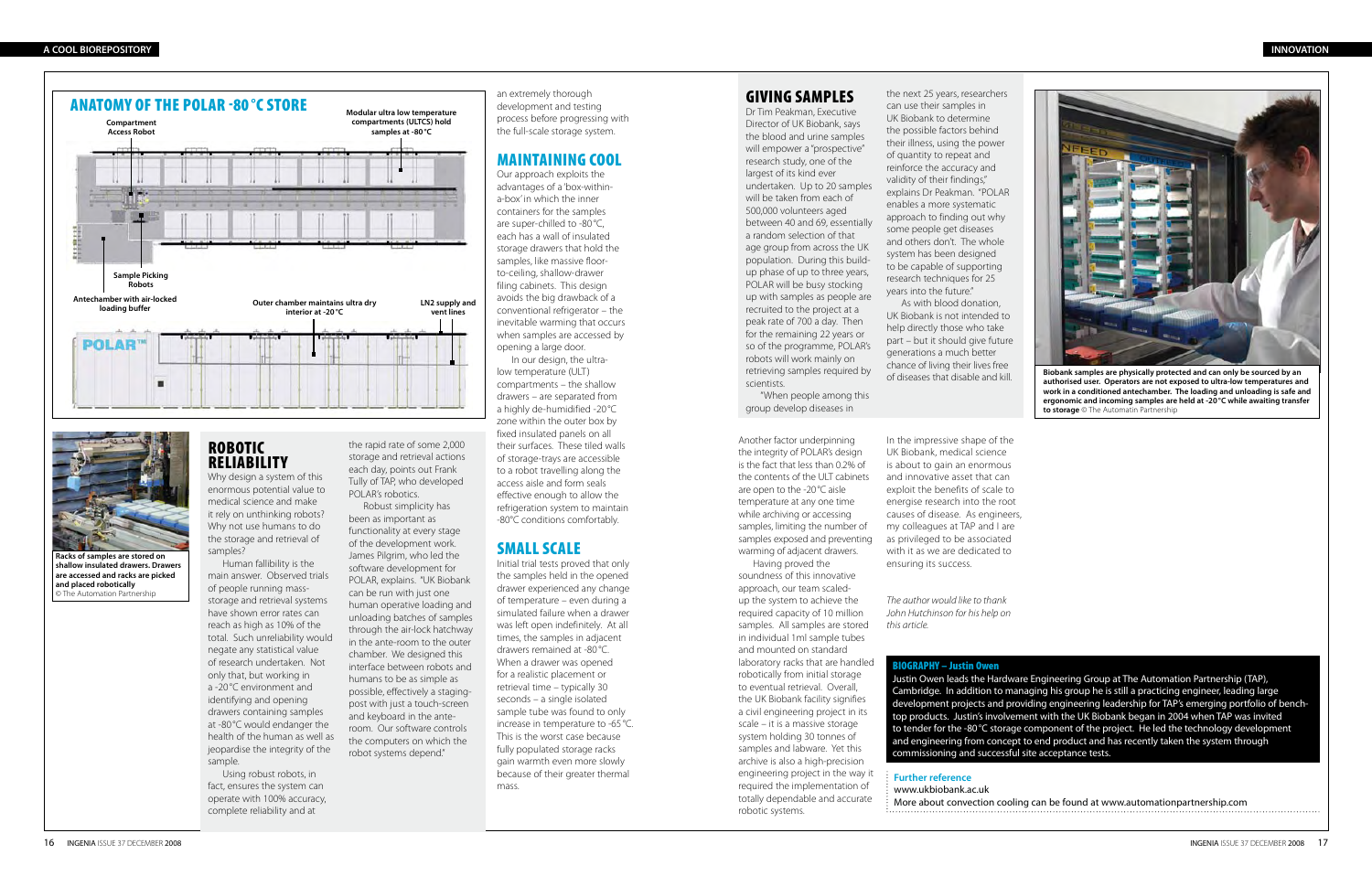## ANATOMY OF THE POLAR -80 °C STORE

Compartment Access Robot

Modular ultra low temperature compartments (ULTCS) hold samples at -80 °C

Sample Picking Robots

Antechamber with air-locked loading buffer

Outer chamber maintains ultra dry interior at -20 °C

LN2 supply and vent lines

POLAR™

Racks of samples are stored on shallow insulated drawers. Drawers are accessed and racks are picked and placed robotically © The Automation Partnership

## ROBOTIC RELIABILITY

Why design a system of this enormous potential value to medical science and make it rely on unthinking robots? Why not use humans to do the storage and retrieval of samples?

Human fallibility is the main answer. Observed trials of people running mass-storage and retrieval systems have shown error rates can reach as high as 10% of the total. Such unreliability would negate any statistical value of research undertaken. Not only that, but working in a -20 °C environment and identifying and opening drawers containing samples at -80 °C would endanger the health of the human as well as jeopardise the integrity of the sample.

Using robust robots, in fact, ensures the system can operate with 100% accuracy, complete reliability and at the rapid rate of some 2,000 storage and retrieval actions each day, points out Frank Tully of TAP, who developed POLAR's robotics.

Robust simplicity has been as important as functionality at every stage of the development work. James Pilgrim, who led the software development for POLAR, explains. "UK Biobank can be run with just one human operative loading and unloading batches of samples through the air-lock hatchway in the ante-room to the outer chamber. We designed this interface between robots and humans to be as simple as possible, effectively a staging-post with just a touch-screen and keyboard in the ante-room. Our software controls the computers on which the robot systems depend."

an extremely thorough development and testing process before progressing with the full-scale storage system.

## MAINTAINING COOL

Our approach exploits the advantages of a 'box-within-a-box' in which the inner containers for the samples are super-chilled to -80 °C, each has a wall of insulated storage drawers that hold the samples, like massive floor-to-ceiling, shallow-drawer filing cabinets. This design avoids the big drawback of a conventional refrigerator – the inevitable warming that occurs when samples are accessed by opening a large door.

In our design, the ultra-low temperature (ULT) compartments – the shallow drawers – are separated from a highly de-humidified -20 °C zone within the outer box by fixed insulated panels on all their surfaces. These tiled walls of storage-trays are accessible to a robot travelling along the access aisle and form seals effective enough to allow the refrigeration system to maintain -80 °C conditions comfortably.

## SMALL SCALE

Initial trial tests proved that only the samples held in the opened drawer experienced any change of temperature – even during a simulated failure when a drawer was left open indefinitely. At all times, the samples in adjacent drawers remained at -80 °C. When a drawer was opened for a realistic placement or retrieval time – typically 30 seconds – a single isolated sample tube was found to only increase in temperature to -65 °C. This is the worst case because fully populated storage racks gain warmth even more slowly because of their greater thermal mass.

## GIVING SAMPLES

Dr Tim Peakman, Executive Director of UK Biobank, says the blood and urine samples will empower a "prospective" research study, one of the largest of its kind ever undertaken. Up to 20 samples will be taken from each of 500,000 volunteers aged between 40 and 69, essentially a random selection of that age group from across the UK population. During this build-up phase of up to three years, POLAR will be busy stocking up with samples as people are recruited to the project at a peak rate of 700 a day. Then for the remaining 22 years or so of the programme, POLAR's robots will work mainly on retrieving samples required by scientists.

"When people among this group develop diseases in the next 25 years, researchers can use their samples in UK Biobank to determine the possible factors behind their illness, using the power of quantity to repeat and reinforce the accuracy and validity of their findings," explains Dr Peakman. "POLAR enables a more systematic approach to finding out why some people get diseases and others don't. The whole system has been designed to be capable of supporting research techniques for 25 years into the future."

As with blood donation, UK Biobank is not intended to help directly those who take part – but it should give future generations a much better chance of living their lives free of diseases that disable and kill.

Biobank samples are physically protected and can only be sourced by an authorised user. Operators are not exposed to ultra-low temperatures and work in a conditioned antechamber. The loading and unloading is safe and ergonomic and incoming samples are held at -20 °C while awaiting transfer to storage © The Automation Partnership

Another factor underpinning the integrity of POLAR's design is the fact that less than 0.2% of the contents of the ULT cabinets are open to the -20 °C aisle temperature at any one time while archiving or accessing samples, limiting the number of samples exposed and preventing warming of adjacent drawers.

Having proved the soundness of this innovative approach, our team scaled-up the system to achieve the required capacity of 10 million samples. All samples are stored in individual 1ml sample tubes and mounted on standard laboratory racks that are handled robotically from initial storage to eventual retrieval. Overall, the UK Biobank facility signifies a civil engineering project in its scale – it is a massive storage system holding 30 tonnes of samples and labware. Yet this archive is also a high-precision engineering project in the way it required the implementation of totally dependable and accurate robotic systems.

In the impressive shape of the UK Biobank, medical science is about to gain an enormous and innovative asset that can exploit the benefits of scale to energise research into the root causes of disease. As engineers, my colleagues at TAP and I are as privileged to be associated with it as we are dedicated to ensuring its success.

*The author would like to thank John Hutchinson for his help on this article.*

### BIOGRAPHY – Justin Owen

Justin Owen leads the Hardware Engineering Group at The Automation Partnership (TAP), Cambridge. In addition to managing his group he is still a practicing engineer, leading large development projects and providing engineering leadership for TAP's emerging portfolio of bench-top products. Justin's involvement with the UK Biobank began in 2004 when TAP was invited to tender for the -80 °C storage component of the project. He led the technology development and engineering from concept to end product and has recently taken the system through commissioning and successful site acceptance tests.

**Further reference**

www.ukbiobank.ac.uk

More about convection cooling can be found at www.automationpartnership.com